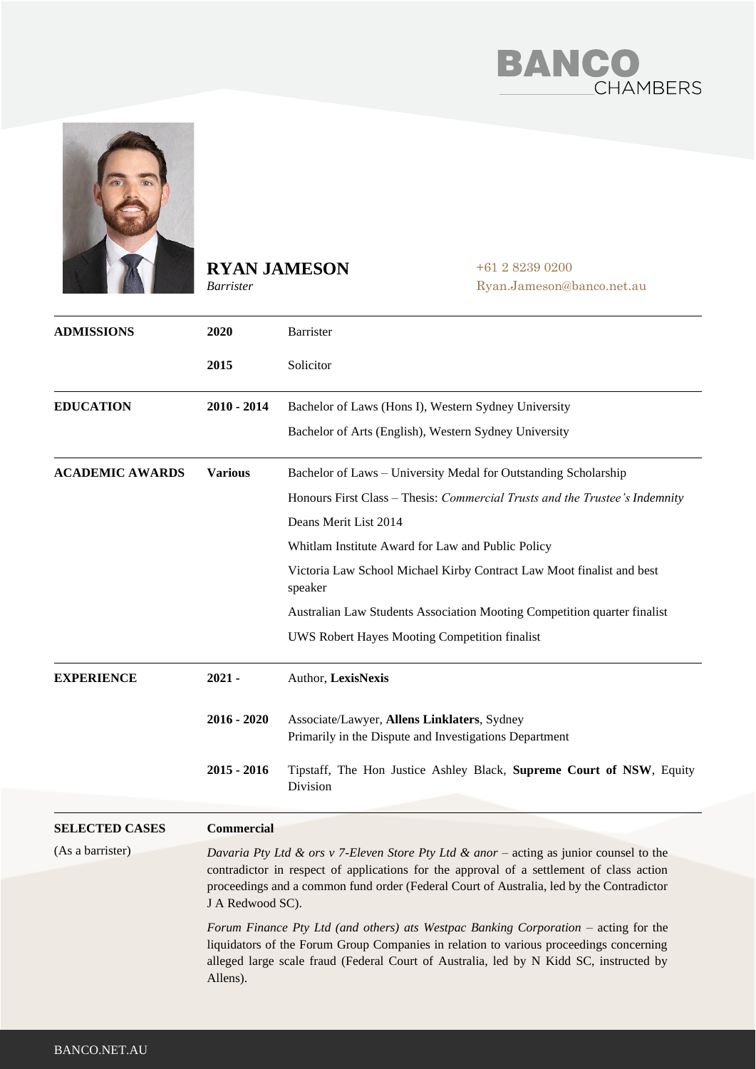BANCO CHAMBERS

# RYAN JAMESON

*Barrister*

+61 2 8239 0200
Ryan.Jameson@banco.net.au

| | | |
|---|---|---|
| **ADMISSIONS** | **2020** | Barrister |
| | **2015** | Solicitor |
| **EDUCATION** | **2010 - 2014** | Bachelor of Laws (Hons I), Western Sydney University |
| | | Bachelor of Arts (English), Western Sydney University |
| **ACADEMIC AWARDS** | **Various** | Bachelor of Laws – University Medal for Outstanding Scholarship |
| | | Honours First Class – Thesis: *Commercial Trusts and the Trustee's Indemnity* |
| | | Deans Merit List 2014 |
| | | Whitlam Institute Award for Law and Public Policy |
| | | Victoria Law School Michael Kirby Contract Law Moot finalist and best speaker |
| | | Australian Law Students Association Mooting Competition quarter finalist |
| | | UWS Robert Hayes Mooting Competition finalist |
| **EXPERIENCE** | **2021 -** | Author, **LexisNexis** |
| | **2016 - 2020** | Associate/Lawyer, **Allens Linklaters**, Sydney<br>Primarily in the Dispute and Investigations Department |
| | **2015 - 2016** | Tipstaff, The Hon Justice Ashley Black, **Supreme Court of NSW**, Equity Division |

**SELECTED CASES**
(As a barrister)

**Commercial**

*Davaria Pty Ltd & ors v 7-Eleven Store Pty Ltd & anor* – acting as junior counsel to the contradictor in respect of applications for the approval of a settlement of class action proceedings and a common fund order (Federal Court of Australia, led by the Contradictor J A Redwood SC).

*Forum Finance Pty Ltd (and others) ats Westpac Banking Corporation* – acting for the liquidators of the Forum Group Companies in relation to various proceedings concerning alleged large scale fraud (Federal Court of Australia, led by N Kidd SC, instructed by Allens).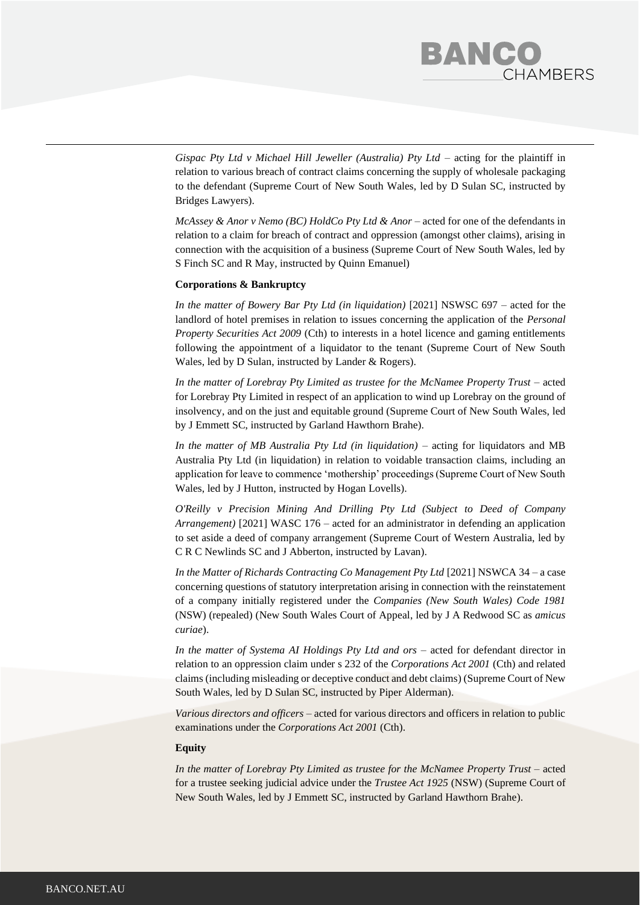*Gispac Pty Ltd v Michael Hill Jeweller (Australia) Pty Ltd* – acting for the plaintiff in relation to various breach of contract claims concerning the supply of wholesale packaging to the defendant (Supreme Court of New South Wales, led by D Sulan SC, instructed by Bridges Lawyers).

*McAssey & Anor v Nemo (BC) HoldCo Pty Ltd & Anor* – acted for one of the defendants in relation to a claim for breach of contract and oppression (amongst other claims), arising in connection with the acquisition of a business (Supreme Court of New South Wales, led by S Finch SC and R May, instructed by Quinn Emanuel)

**Corporations & Bankruptcy**

*In the matter of Bowery Bar Pty Ltd (in liquidation)* [2021] NSWSC 697 – acted for the landlord of hotel premises in relation to issues concerning the application of the *Personal Property Securities Act 2009* (Cth) to interests in a hotel licence and gaming entitlements following the appointment of a liquidator to the tenant (Supreme Court of New South Wales, led by D Sulan, instructed by Lander & Rogers).

*In the matter of Lorebray Pty Limited as trustee for the McNamee Property Trust* – acted for Lorebray Pty Limited in respect of an application to wind up Lorebray on the ground of insolvency, and on the just and equitable ground (Supreme Court of New South Wales, led by J Emmett SC, instructed by Garland Hawthorn Brahe).

*In the matter of MB Australia Pty Ltd (in liquidation)* – acting for liquidators and MB Australia Pty Ltd (in liquidation) in relation to voidable transaction claims, including an application for leave to commence 'mothership' proceedings (Supreme Court of New South Wales, led by J Hutton, instructed by Hogan Lovells).

*O'Reilly v Precision Mining And Drilling Pty Ltd (Subject to Deed of Company Arrangement)* [2021] WASC 176 – acted for an administrator in defending an application to set aside a deed of company arrangement (Supreme Court of Western Australia, led by C R C Newlinds SC and J Abberton, instructed by Lavan).

*In the Matter of Richards Contracting Co Management Pty Ltd* [2021] NSWCA 34 – a case concerning questions of statutory interpretation arising in connection with the reinstatement of a company initially registered under the *Companies (New South Wales) Code 1981* (NSW) (repealed) (New South Wales Court of Appeal, led by J A Redwood SC as *amicus curiae*).

*In the matter of Systema AI Holdings Pty Ltd and ors* – acted for defendant director in relation to an oppression claim under s 232 of the *Corporations Act 2001* (Cth) and related claims (including misleading or deceptive conduct and debt claims) (Supreme Court of New South Wales, led by D Sulan SC, instructed by Piper Alderman).

*Various directors and officers* – acted for various directors and officers in relation to public examinations under the *Corporations Act 2001* (Cth).

**Equity**

*In the matter of Lorebray Pty Limited as trustee for the McNamee Property Trust* – acted for a trustee seeking judicial advice under the *Trustee Act 1925* (NSW) (Supreme Court of New South Wales, led by J Emmett SC, instructed by Garland Hawthorn Brahe).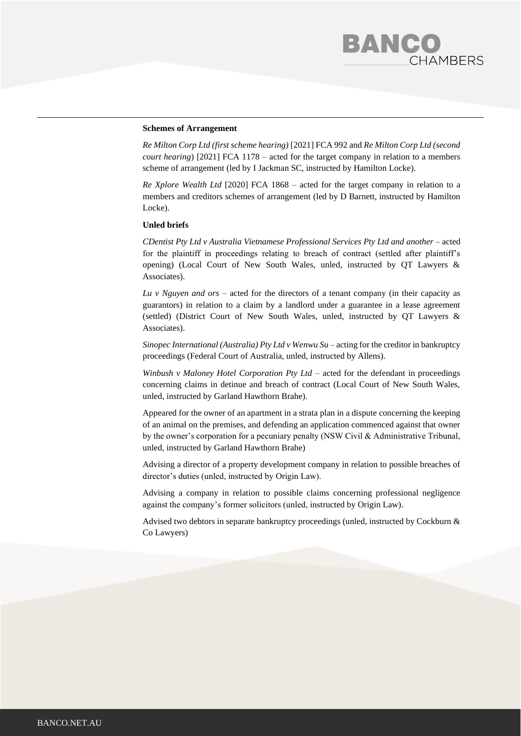**Schemes of Arrangement**

*Re Milton Corp Ltd (first scheme hearing)* [2021] FCA 992 and *Re Milton Corp Ltd (second court hearing*) [2021] FCA 1178 – acted for the target company in relation to a members scheme of arrangement (led by I Jackman SC, instructed by Hamilton Locke).

*Re Xplore Wealth Ltd* [2020] FCA 1868 – acted for the target company in relation to a members and creditors schemes of arrangement (led by D Barnett, instructed by Hamilton Locke).

**Unled briefs**

*CDentist Pty Ltd v Australia Vietnamese Professional Services Pty Ltd and another* – acted for the plaintiff in proceedings relating to breach of contract (settled after plaintiff's opening) (Local Court of New South Wales, unled, instructed by QT Lawyers & Associates).

*Lu v Nguyen and ors* – acted for the directors of a tenant company (in their capacity as guarantors) in relation to a claim by a landlord under a guarantee in a lease agreement (settled) (District Court of New South Wales, unled, instructed by QT Lawyers & Associates).

*Sinopec International (Australia) Pty Ltd v Wenwu Su* – acting for the creditor in bankruptcy proceedings (Federal Court of Australia, unled, instructed by Allens).

*Winbush v Maloney Hotel Corporation Pty Ltd* – acted for the defendant in proceedings concerning claims in detinue and breach of contract (Local Court of New South Wales, unled, instructed by Garland Hawthorn Brahe).

Appeared for the owner of an apartment in a strata plan in a dispute concerning the keeping of an animal on the premises, and defending an application commenced against that owner by the owner's corporation for a pecuniary penalty (NSW Civil & Administrative Tribunal, unled, instructed by Garland Hawthorn Brahe)

Advising a director of a property development company in relation to possible breaches of director's duties (unled, instructed by Origin Law).

Advising a company in relation to possible claims concerning professional negligence against the company's former solicitors (unled, instructed by Origin Law).

Advised two debtors in separate bankruptcy proceedings (unled, instructed by Cockburn & Co Lawyers)